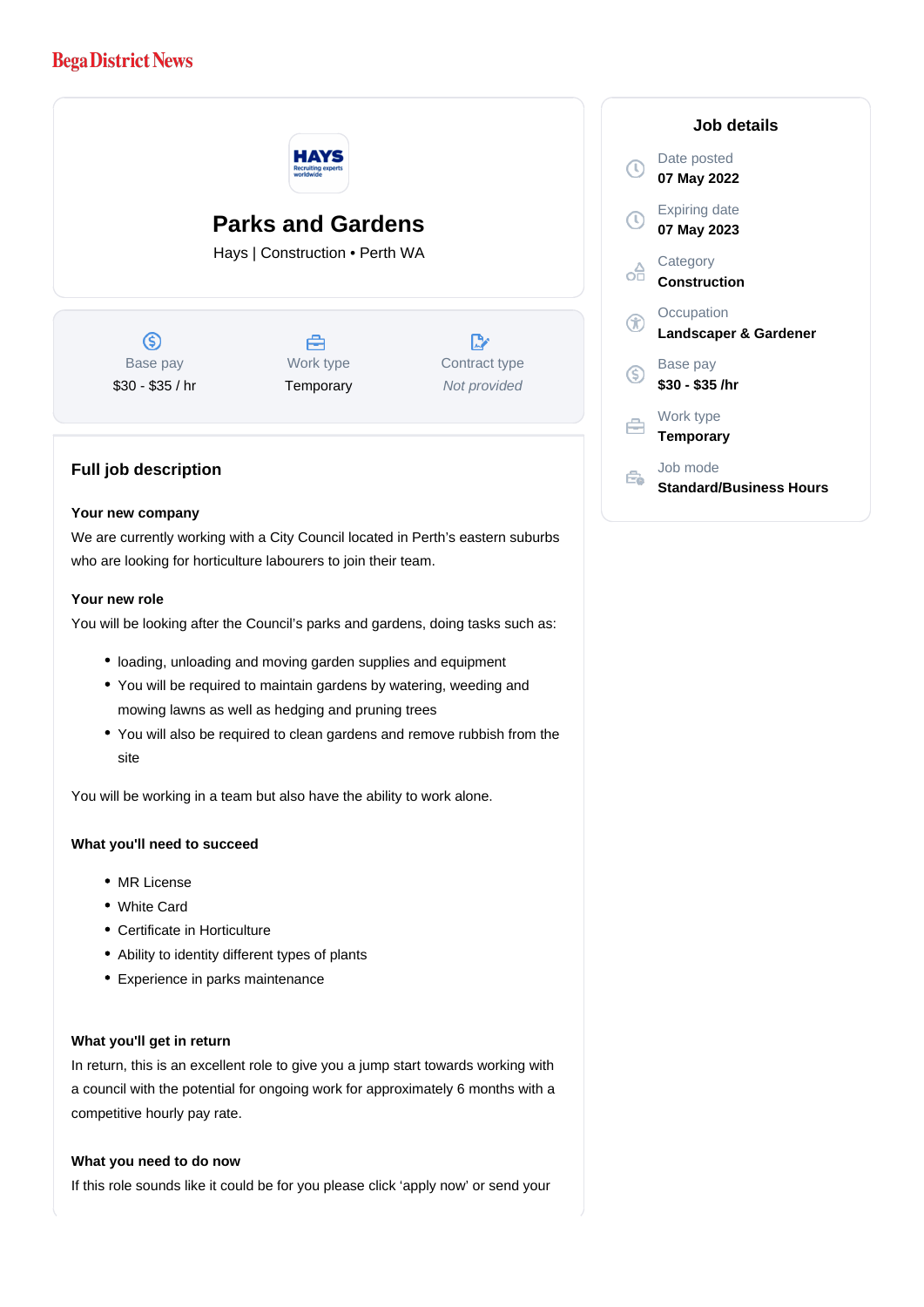Bega District News

# Parks and Gardens

Hays | Construction • Perth WA

Base pay
$30 - $35 / hr

Work type
Temporary

Contract type
*Not provided*

## Job details

Date posted
**07 May 2022**

Expiring date
**07 May 2023**

Category
**Construction**

Occupation
**Landscaper & Gardener**

Base pay
**$30 - $35 /hr**

Work type
**Temporary**

Job mode
**Standard/Business Hours**

## Full job description

**Your new company**

We are currently working with a City Council located in Perth's eastern suburbs who are looking for horticulture labourers to join their team.

**Your new role**

You will be looking after the Council's parks and gardens, doing tasks such as:

- loading, unloading and moving garden supplies and equipment
- You will be required to maintain gardens by watering, weeding and mowing lawns as well as hedging and pruning trees
- You will also be required to clean gardens and remove rubbish from the site

You will be working in a team but also have the ability to work alone.

**What you'll need to succeed**

- MR License
- White Card
- Certificate in Horticulture
- Ability to identity different types of plants
- Experience in parks maintenance

**What you'll get in return**

In return, this is an excellent role to give you a jump start towards working with a council with the potential for ongoing work for approximately 6 months with a competitive hourly pay rate.

**What you need to do now**

If this role sounds like it could be for you please click 'apply now' or send your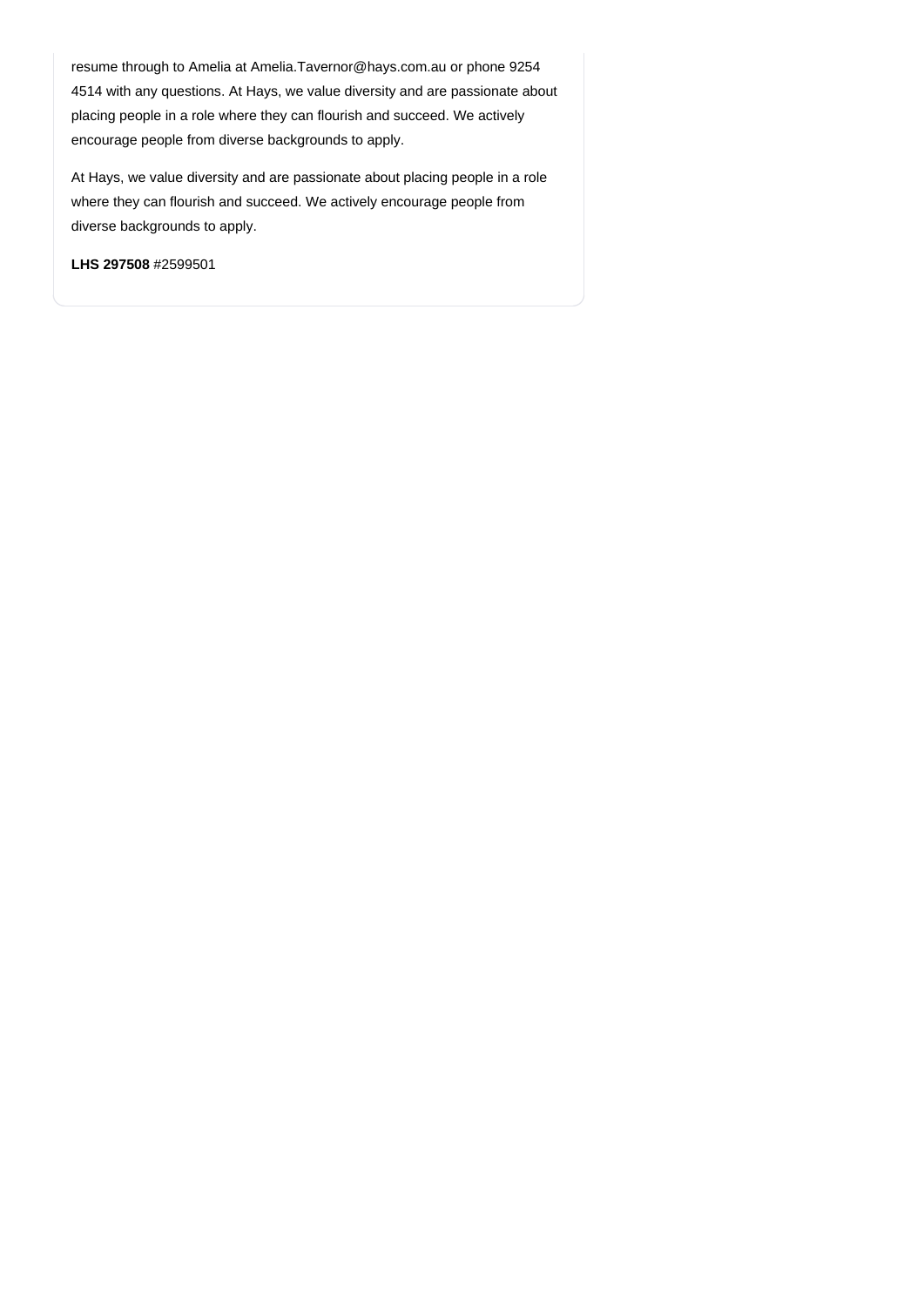resume through to Amelia at Amelia.Tavernor@hays.com.au or phone 9254 4514 with any questions. At Hays, we value diversity and are passionate about placing people in a role where they can flourish and succeed. We actively encourage people from diverse backgrounds to apply.

At Hays, we value diversity and are passionate about placing people in a role where they can flourish and succeed. We actively encourage people from diverse backgrounds to apply.

**LHS 297508** #2599501